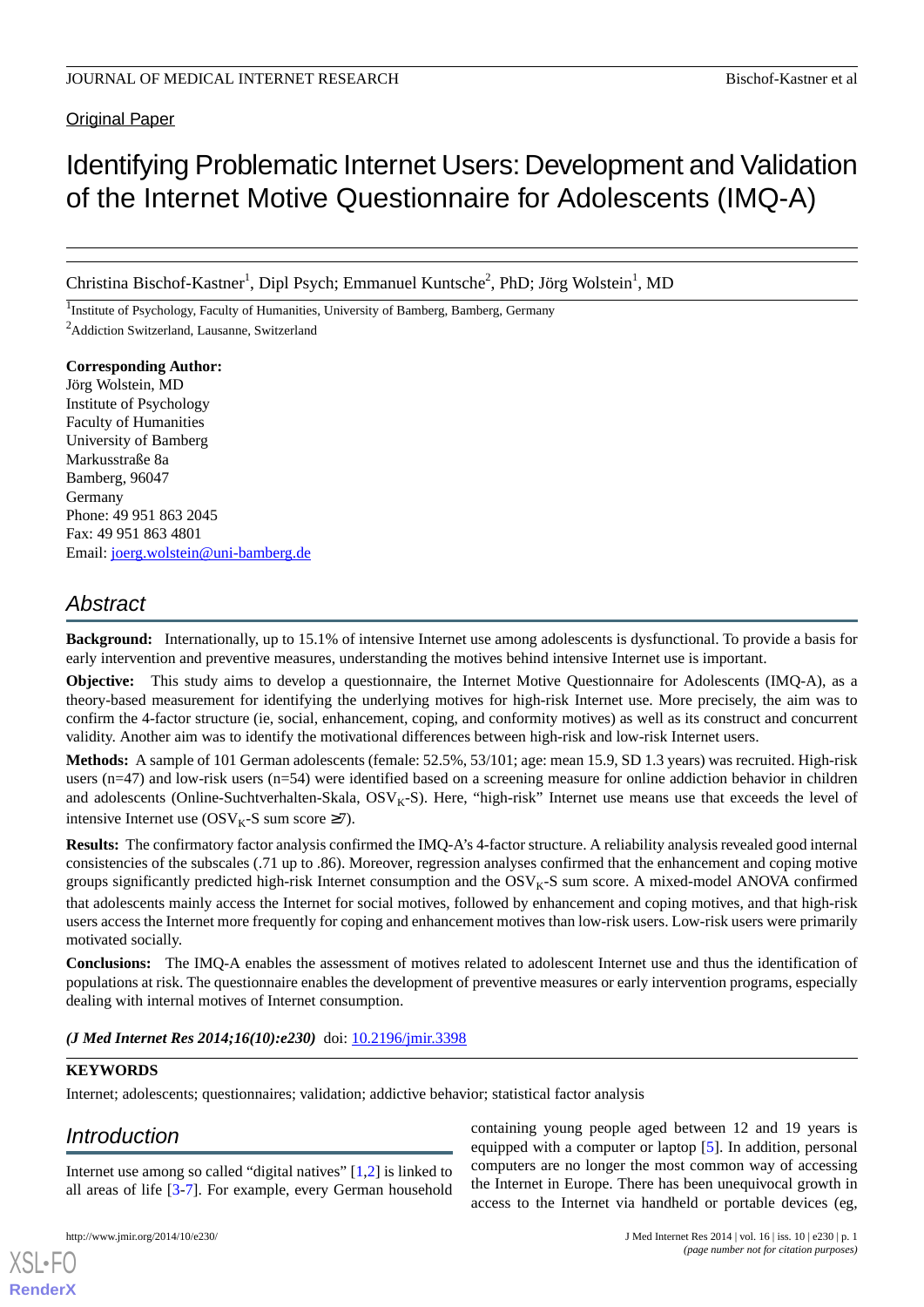Original Paper

# Identifying Problematic Internet Users: Development and Validation of the Internet Motive Questionnaire for Adolescents (IMQ-A)

Christina Bischof-Kastner[1], Dipl Psych; Emmanuel Kuntsche[2], PhD; Jörg Wolstein[1], MD

[1]Institute of Psychology, Faculty of Humanities, University of Bamberg, Bamberg, Germany

[2]Addiction Switzerland, Lausanne, Switzerland

**Corresponding Author:**
Jörg Wolstein, MD
Institute of Psychology
Faculty of Humanities
University of Bamberg
Markusstraße 8a
Bamberg, 96047
Germany
Phone: 49 951 863 2045
Fax: 49 951 863 4801
Email: joerg.wolstein@uni-bamberg.de

## Abstract

**Background:** Internationally, up to 15.1% of intensive Internet use among adolescents is dysfunctional. To provide a basis for early intervention and preventive measures, understanding the motives behind intensive Internet use is important.

**Objective:** This study aims to develop a questionnaire, the Internet Motive Questionnaire for Adolescents (IMQ-A), as a theory-based measurement for identifying the underlying motives for high-risk Internet use. More precisely, the aim was to confirm the 4-factor structure (ie, social, enhancement, coping, and conformity motives) as well as its construct and concurrent validity. Another aim was to identify the motivational differences between high-risk and low-risk Internet users.

**Methods:** A sample of 101 German adolescents (female: 52.5%, 53/101; age: mean 15.9, SD 1.3 years) was recruited. High-risk users (n=47) and low-risk users (n=54) were identified based on a screening measure for online addiction behavior in children and adolescents (Online-Suchtverhalten-Skala, $OSV_K$-S). Here, "high-risk" Internet use means use that exceeds the level of intensive Internet use ($OSV_K$-S sum score ≥7).

**Results:** The confirmatory factor analysis confirmed the IMQ-A's 4-factor structure. A reliability analysis revealed good internal consistencies of the subscales (.71 up to .86). Moreover, regression analyses confirmed that the enhancement and coping motive groups significantly predicted high-risk Internet consumption and the $OSV_K$-S sum score. A mixed-model ANOVA confirmed that adolescents mainly access the Internet for social motives, followed by enhancement and coping motives, and that high-risk users access the Internet more frequently for coping and enhancement motives than low-risk users. Low-risk users were primarily motivated socially.

**Conclusions:** The IMQ-A enables the assessment of motives related to adolescent Internet use and thus the identification of populations at risk. The questionnaire enables the development of preventive measures or early intervention programs, especially dealing with internal motives of Internet consumption.

*(J Med Internet Res 2014;16(10):e230)* doi: 10.2196/jmir.3398

**KEYWORDS**

Internet; adolescents; questionnaires; validation; addictive behavior; statistical factor analysis

## Introduction

Internet use among so called "digital natives" [1,2] is linked to all areas of life [3-7]. For example, every German household containing young people aged between 12 and 19 years is equipped with a computer or laptop [5]. In addition, personal computers are no longer the most common way of accessing the Internet in Europe. There has been unequivocal growth in access to the Internet via handheld or portable devices (eg,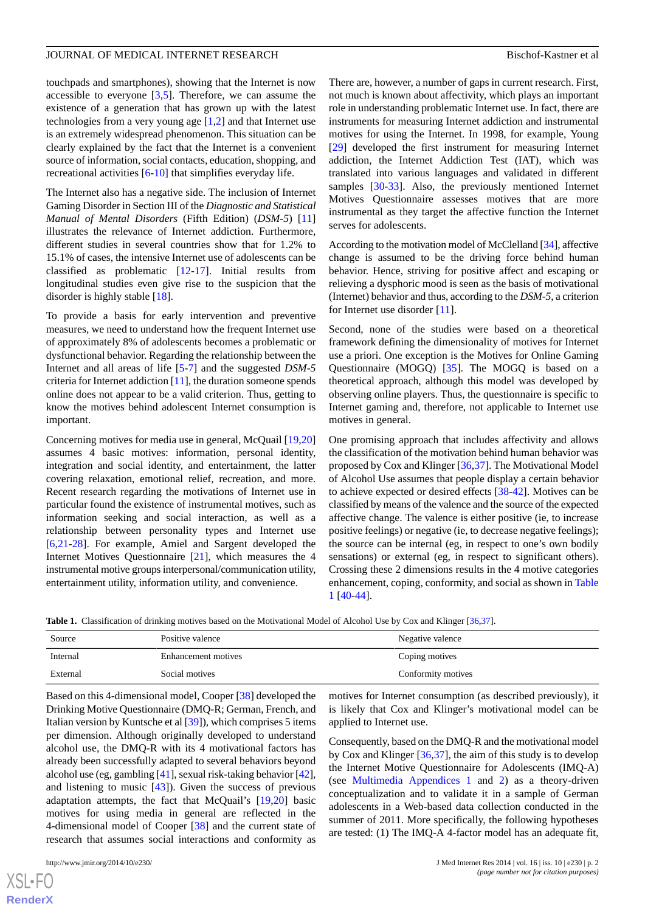touchpads and smartphones), showing that the Internet is now accessible to everyone [3,5]. Therefore, we can assume the existence of a generation that has grown up with the latest technologies from a very young age [1,2] and that Internet use is an extremely widespread phenomenon. This situation can be clearly explained by the fact that the Internet is a convenient source of information, social contacts, education, shopping, and recreational activities [6-10] that simplifies everyday life.

The Internet also has a negative side. The inclusion of Internet Gaming Disorder in Section III of the *Diagnostic and Statistical Manual of Mental Disorders* (Fifth Edition) (*DSM-5*) [11] illustrates the relevance of Internet addiction. Furthermore, different studies in several countries show that for 1.2% to 15.1% of cases, the intensive Internet use of adolescents can be classified as problematic [12-17]. Initial results from longitudinal studies even give rise to the suspicion that the disorder is highly stable [18].

To provide a basis for early intervention and preventive measures, we need to understand how the frequent Internet use of approximately 8% of adolescents becomes a problematic or dysfunctional behavior. Regarding the relationship between the Internet and all areas of life [5-7] and the suggested *DSM-5* criteria for Internet addiction [11], the duration someone spends online does not appear to be a valid criterion. Thus, getting to know the motives behind adolescent Internet consumption is important.

Concerning motives for media use in general, McQuail [19,20] assumes 4 basic motives: information, personal identity, integration and social identity, and entertainment, the latter covering relaxation, emotional relief, recreation, and more. Recent research regarding the motivations of Internet use in particular found the existence of instrumental motives, such as information seeking and social interaction, as well as a relationship between personality types and Internet use [6,21-28]. For example, Amiel and Sargent developed the Internet Motives Questionnaire [21], which measures the 4 instrumental motive groups interpersonal/communication utility, entertainment utility, information utility, and convenience.

There are, however, a number of gaps in current research. First, not much is known about affectivity, which plays an important role in understanding problematic Internet use. In fact, there are instruments for measuring Internet addiction and instrumental motives for using the Internet. In 1998, for example, Young [29] developed the first instrument for measuring Internet addiction, the Internet Addiction Test (IAT), which was translated into various languages and validated in different samples [30-33]. Also, the previously mentioned Internet Motives Questionnaire assesses motives that are more instrumental as they target the affective function the Internet serves for adolescents.

According to the motivation model of McClelland [34], affective change is assumed to be the driving force behind human behavior. Hence, striving for positive affect and escaping or relieving a dysphoric mood is seen as the basis of motivational (Internet) behavior and thus, according to the *DSM-5*, a criterion for Internet use disorder [11].

Second, none of the studies were based on a theoretical framework defining the dimensionality of motives for Internet use a priori. One exception is the Motives for Online Gaming Questionnaire (MOGQ) [35]. The MOGQ is based on a theoretical approach, although this model was developed by observing online players. Thus, the questionnaire is specific to Internet gaming and, therefore, not applicable to Internet use motives in general.

One promising approach that includes affectivity and allows the classification of the motivation behind human behavior was proposed by Cox and Klinger [36,37]. The Motivational Model of Alcohol Use assumes that people display a certain behavior to achieve expected or desired effects [38-42]. Motives can be classified by means of the valence and the source of the expected affective change. The valence is either positive (ie, to increase positive feelings) or negative (ie, to decrease negative feelings); the source can be internal (eg, in respect to one's own bodily sensations) or external (eg, in respect to significant others). Crossing these 2 dimensions results in the 4 motive categories enhancement, coping, conformity, and social as shown in Table 1 [40-44].

**Table 1.** Classification of drinking motives based on the Motivational Model of Alcohol Use by Cox and Klinger [36,37].

| Source | Positive valence | Negative valence |
|---|---|---|
| Internal | Enhancement motives | Coping motives |
| External | Social motives | Conformity motives |

Based on this 4-dimensional model, Cooper [38] developed the Drinking Motive Questionnaire (DMQ-R; German, French, and Italian version by Kuntsche et al [39]), which comprises 5 items per dimension. Although originally developed to understand alcohol use, the DMQ-R with its 4 motivational factors has already been successfully adapted to several behaviors beyond alcohol use (eg, gambling [41], sexual risk-taking behavior [42], and listening to music [43]). Given the success of previous adaptation attempts, the fact that McQuail's [19,20] basic motives for using media in general are reflected in the 4-dimensional model of Cooper [38] and the current state of research that assumes social interactions and conformity as motives for Internet consumption (as described previously), it is likely that Cox and Klinger's motivational model can be applied to Internet use.

Consequently, based on the DMQ-R and the motivational model by Cox and Klinger [36,37], the aim of this study is to develop the Internet Motive Questionnaire for Adolescents (IMQ-A) (see Multimedia Appendices 1 and 2) as a theory-driven conceptualization and to validate it in a sample of German adolescents in a Web-based data collection conducted in the summer of 2011. More specifically, the following hypotheses are tested: (1) The IMQ-A 4-factor model has an adequate fit,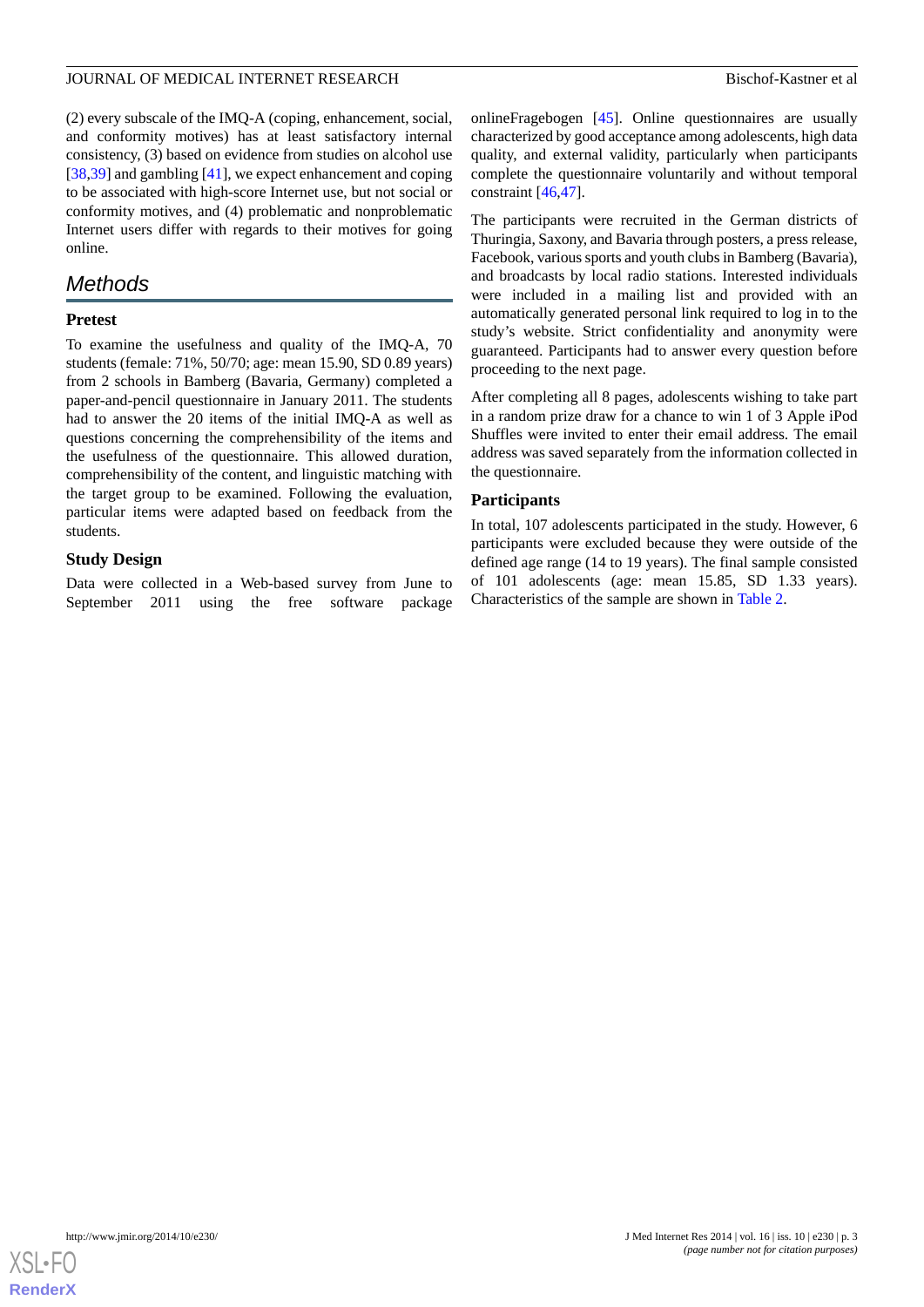(2) every subscale of the IMQ-A (coping, enhancement, social, and conformity motives) has at least satisfactory internal consistency, (3) based on evidence from studies on alcohol use [38,39] and gambling [41], we expect enhancement and coping to be associated with high-score Internet use, but not social or conformity motives, and (4) problematic and nonproblematic Internet users differ with regards to their motives for going online.

## Methods

### Pretest

To examine the usefulness and quality of the IMQ-A, 70 students (female: 71%, 50/70; age: mean 15.90, SD 0.89 years) from 2 schools in Bamberg (Bavaria, Germany) completed a paper-and-pencil questionnaire in January 2011. The students had to answer the 20 items of the initial IMQ-A as well as questions concerning the comprehensibility of the items and the usefulness of the questionnaire. This allowed duration, comprehensibility of the content, and linguistic matching with the target group to be examined. Following the evaluation, particular items were adapted based on feedback from the students.

### Study Design

Data were collected in a Web-based survey from June to September 2011 using the free software package onlineFragebogen [45]. Online questionnaires are usually characterized by good acceptance among adolescents, high data quality, and external validity, particularly when participants complete the questionnaire voluntarily and without temporal constraint [46,47].

The participants were recruited in the German districts of Thuringia, Saxony, and Bavaria through posters, a press release, Facebook, various sports and youth clubs in Bamberg (Bavaria), and broadcasts by local radio stations. Interested individuals were included in a mailing list and provided with an automatically generated personal link required to log in to the study's website. Strict confidentiality and anonymity were guaranteed. Participants had to answer every question before proceeding to the next page.

After completing all 8 pages, adolescents wishing to take part in a random prize draw for a chance to win 1 of 3 Apple iPod Shuffles were invited to enter their email address. The email address was saved separately from the information collected in the questionnaire.

### Participants

In total, 107 adolescents participated in the study. However, 6 participants were excluded because they were outside of the defined age range (14 to 19 years). The final sample consisted of 101 adolescents (age: mean 15.85, SD 1.33 years). Characteristics of the sample are shown in Table 2.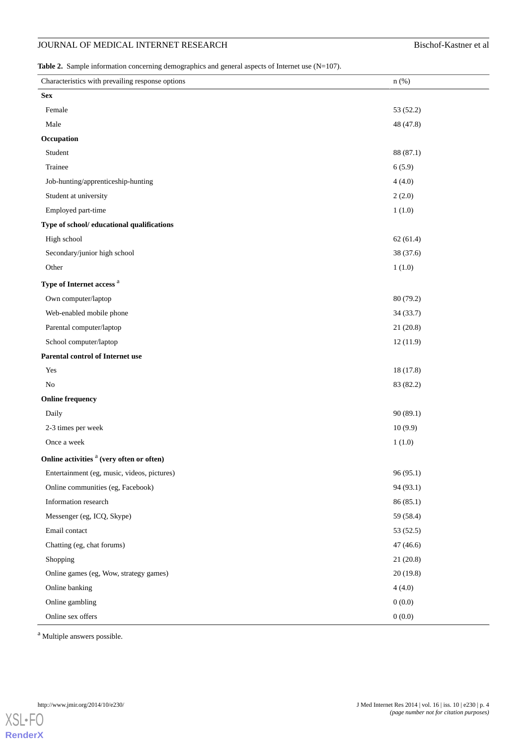**Table 2.** Sample information concerning demographics and general aspects of Internet use (N=107).

| Characteristics with prevailing response options | n (%) |
|---|---|
| **Sex** | |
| Female | 53 (52.2) |
| Male | 48 (47.8) |
| **Occupation** | |
| Student | 88 (87.1) |
| Trainee | 6 (5.9) |
| Job-hunting/apprenticeship-hunting | 4 (4.0) |
| Student at university | 2 (2.0) |
| Employed part-time | 1 (1.0) |
| **Type of school/ educational qualifications** | |
| High school | 62 (61.4) |
| Secondary/junior high school | 38 (37.6) |
| Other | 1 (1.0) |
| **Type of Internet access [a]** | |
| Own computer/laptop | 80 (79.2) |
| Web-enabled mobile phone | 34 (33.7) |
| Parental computer/laptop | 21 (20.8) |
| School computer/laptop | 12 (11.9) |
| **Parental control of Internet use** | |
| Yes | 18 (17.8) |
| No | 83 (82.2) |
| **Online frequency** | |
| Daily | 90 (89.1) |
| 2-3 times per week | 10 (9.9) |
| Once a week | 1 (1.0) |
| **Online activities [a] (very often or often)** | |
| Entertainment (eg, music, videos, pictures) | 96 (95.1) |
| Online communities (eg, Facebook) | 94 (93.1) |
| Information research | 86 (85.1) |
| Messenger (eg, ICQ, Skype) | 59 (58.4) |
| Email contact | 53 (52.5) |
| Chatting (eg, chat forums) | 47 (46.6) |
| Shopping | 21 (20.8) |
| Online games (eg, Wow, strategy games) | 20 (19.8) |
| Online banking | 4 (4.0) |
| Online gambling | 0 (0.0) |
| Online sex offers | 0 (0.0) |

[a] Multiple answers possible.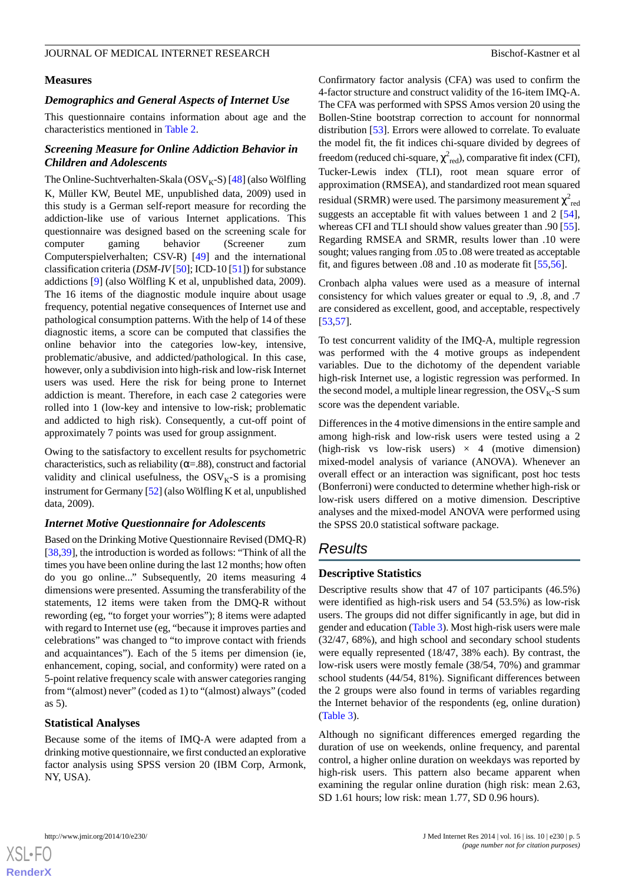## Measures

### *Demographics and General Aspects of Internet Use*

This questionnaire contains information about age and the characteristics mentioned in Table 2.

### *Screening Measure for Online Addiction Behavior in Children and Adolescents*

The Online-Suchtverhalten-Skala ($OSV_K$-S) [48] (also Wölfling K, Müller KW, Beutel ME, unpublished data, 2009) used in this study is a German self-report measure for recording the addiction-like use of various Internet applications. This questionnaire was designed based on the screening scale for computer gaming behavior (Screener zum Computerspielverhalten; CSV-R) [49] and the international classification criteria (*DSM-IV* [50]; ICD-10 [51]) for substance addictions [9] (also Wölfling K et al, unpublished data, 2009). The 16 items of the diagnostic module inquire about usage frequency, potential negative consequences of Internet use and pathological consumption patterns. With the help of 14 of these diagnostic items, a score can be computed that classifies the online behavior into the categories low-key, intensive, problematic/abusive, and addicted/pathological. In this case, however, only a subdivision into high-risk and low-risk Internet users was used. Here the risk for being prone to Internet addiction is meant. Therefore, in each case 2 categories were rolled into 1 (low-key and intensive to low-risk; problematic and addicted to high risk). Consequently, a cut-off point of approximately 7 points was used for group assignment.

Owing to the satisfactory to excellent results for psychometric characteristics, such as reliability (α=.88), construct and factorial validity and clinical usefulness, the $OSV_K$-S is a promising instrument for Germany [52] (also Wölfling K et al, unpublished data, 2009).

### *Internet Motive Questionnaire for Adolescents*

Based on the Drinking Motive Questionnaire Revised (DMQ-R) [38,39], the introduction is worded as follows: "Think of all the times you have been online during the last 12 months; how often do you go online..." Subsequently, 20 items measuring 4 dimensions were presented. Assuming the transferability of the statements, 12 items were taken from the DMQ-R without rewording (eg, "to forget your worries"); 8 items were adapted with regard to Internet use (eg, "because it improves parties and celebrations" was changed to "to improve contact with friends and acquaintances"). Each of the 5 items per dimension (ie, enhancement, coping, social, and conformity) were rated on a 5-point relative frequency scale with answer categories ranging from "(almost) never" (coded as 1) to "(almost) always" (coded as 5).

### Statistical Analyses

Because some of the items of IMQ-A were adapted from a drinking motive questionnaire, we first conducted an explorative factor analysis using SPSS version 20 (IBM Corp, Armonk, NY, USA).

Confirmatory factor analysis (CFA) was used to confirm the 4-factor structure and construct validity of the 16-item IMQ-A. The CFA was performed with SPSS Amos version 20 using the Bollen-Stine bootstrap correction to account for nonnormal distribution [53]. Errors were allowed to correlate. To evaluate the model fit, the fit indices chi-square divided by degrees of freedom (reduced chi-square, $\chi^2_{red}$), comparative fit index (CFI), Tucker-Lewis index (TLI), root mean square error of approximation (RMSEA), and standardized root mean squared residual (SRMR) were used. The parsimony measurement $\chi^2_{red}$ suggests an acceptable fit with values between 1 and 2 [54], whereas CFI and TLI should show values greater than .90 [55]. Regarding RMSEA and SRMR, results lower than .10 were sought; values ranging from .05 to .08 were treated as acceptable fit, and figures between .08 and .10 as moderate fit [55,56].

Cronbach alpha values were used as a measure of internal consistency for which values greater or equal to .9, .8, and .7 are considered as excellent, good, and acceptable, respectively [53,57].

To test concurrent validity of the IMQ-A, multiple regression was performed with the 4 motive groups as independent variables. Due to the dichotomy of the dependent variable high-risk Internet use, a logistic regression was performed. In the second model, a multiple linear regression, the $OSV_K$-S sum score was the dependent variable.

Differences in the 4 motive dimensions in the entire sample and among high-risk and low-risk users were tested using a 2 (high-risk vs low-risk users) × 4 (motive dimension) mixed-model analysis of variance (ANOVA). Whenever an overall effect or an interaction was significant, post hoc tests (Bonferroni) were conducted to determine whether high-risk or low-risk users differed on a motive dimension. Descriptive analyses and the mixed-model ANOVA were performed using the SPSS 20.0 statistical software package.

# Results

## Descriptive Statistics

Descriptive results show that 47 of 107 participants (46.5%) were identified as high-risk users and 54 (53.5%) as low-risk users. The groups did not differ significantly in age, but did in gender and education (Table 3). Most high-risk users were male (32/47, 68%), and high school and secondary school students were equally represented (18/47, 38% each). By contrast, the low-risk users were mostly female (38/54, 70%) and grammar school students (44/54, 81%). Significant differences between the 2 groups were also found in terms of variables regarding the Internet behavior of the respondents (eg, online duration) (Table 3).

Although no significant differences emerged regarding the duration of use on weekends, online frequency, and parental control, a higher online duration on weekdays was reported by high-risk users. This pattern also became apparent when examining the regular online duration (high risk: mean 2.63, SD 1.61 hours; low risk: mean 1.77, SD 0.96 hours).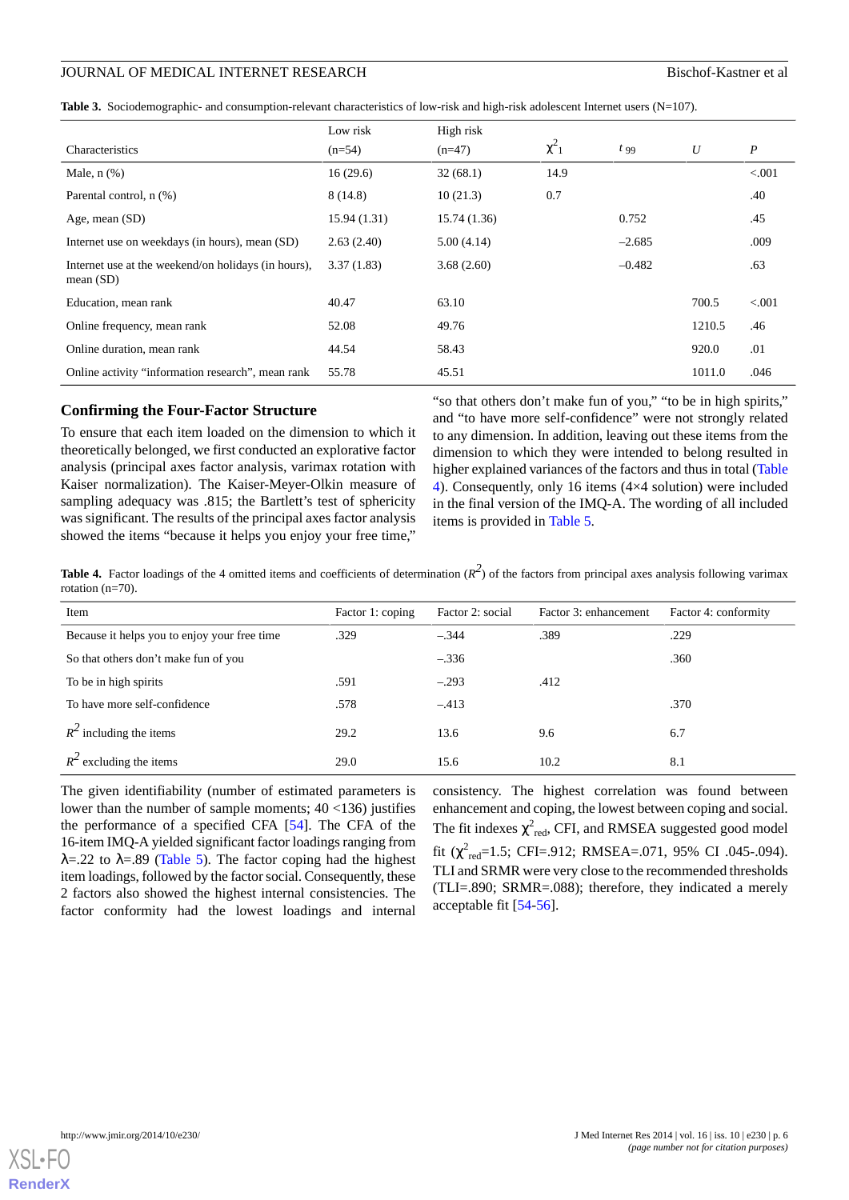**Table 3.** Sociodemographic- and consumption-relevant characteristics of low-risk and high-risk adolescent Internet users (N=107).

| Characteristics | Low risk (n=54) | High risk (n=47) | $\chi^2_1$ | $t_{99}$ | $U$ | $P$ |
|---|---|---|---|---|---|---|
| Male, n (%) | 16 (29.6) | 32 (68.1) | 14.9 | | | <.001 |
| Parental control, n (%) | 8 (14.8) | 10 (21.3) | 0.7 | | | .40 |
| Age, mean (SD) | 15.94 (1.31) | 15.74 (1.36) | | 0.752 | | .45 |
| Internet use on weekdays (in hours), mean (SD) | 2.63 (2.40) | 5.00 (4.14) | | –2.685 | | .009 |
| Internet use at the weekend/on holidays (in hours), mean (SD) | 3.37 (1.83) | 3.68 (2.60) | | –0.482 | | .63 |
| Education, mean rank | 40.47 | 63.10 | | | 700.5 | <.001 |
| Online frequency, mean rank | 52.08 | 49.76 | | | 1210.5 | .46 |
| Online duration, mean rank | 44.54 | 58.43 | | | 920.0 | .01 |
| Online activity “information research”, mean rank | 55.78 | 45.51 | | | 1011.0 | .046 |

### Confirming the Four-Factor Structure

To ensure that each item loaded on the dimension to which it theoretically belonged, we first conducted an explorative factor analysis (principal axes factor analysis, varimax rotation with Kaiser normalization). The Kaiser-Meyer-Olkin measure of sampling adequacy was .815; the Bartlett’s test of sphericity was significant. The results of the principal axes factor analysis showed the items “because it helps you enjoy your free time,” “so that others don’t make fun of you,” “to be in high spirits,” and “to have more self-confidence” were not strongly related to any dimension. In addition, leaving out these items from the dimension to which they were intended to belong resulted in higher explained variances of the factors and thus in total (Table 4). Consequently, only 16 items (4×4 solution) were included in the final version of the IMQ-A. The wording of all included items is provided in Table 5.

**Table 4.** Factor loadings of the 4 omitted items and coefficients of determination ($R^2$) of the factors from principal axes analysis following varimax rotation (n=70).

| Item | Factor 1: coping | Factor 2: social | Factor 3: enhancement | Factor 4: conformity |
|---|---|---|---|---|
| Because it helps you to enjoy your free time | .329 | –.344 | .389 | .229 |
| So that others don’t make fun of you | | –.336 | | .360 |
| To be in high spirits | .591 | –.293 | .412 | |
| To have more self-confidence | .578 | –.413 | | .370 |
| $R^2$ including the items | 29.2 | 13.6 | 9.6 | 6.7 |
| $R^2$ excluding the items | 29.0 | 15.6 | 10.2 | 8.1 |

The given identifiability (number of estimated parameters is lower than the number of sample moments; 40 <136) justifies the performance of a specified CFA [54]. The CFA of the 16-item IMQ-A yielded significant factor loadings ranging from $\lambda$=.22 to $\lambda$=.89 (Table 5). The factor coping had the highest item loadings, followed by the factor social. Consequently, these 2 factors also showed the highest internal consistencies. The factor conformity had the lowest loadings and internal consistency. The highest correlation was found between enhancement and coping, the lowest between coping and social. The fit indexes $\chi^2_{red}$, CFI, and RMSEA suggested good model fit ($\chi^2_{red}$=1.5; CFI=.912; RMSEA=.071, 95% CI .045-.094). TLI and SRMR were very close to the recommended thresholds (TLI=.890; SRMR=.088); therefore, they indicated a merely acceptable fit [54-56].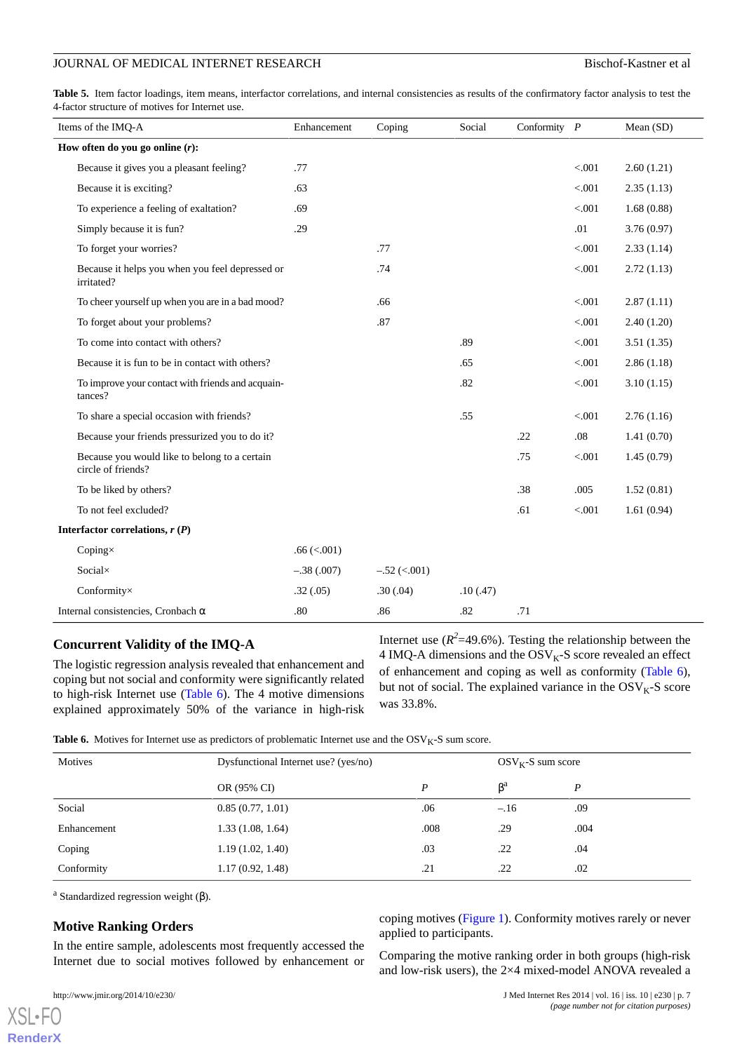**Table 5.** Item factor loadings, item means, interfactor correlations, and internal consistencies as results of the confirmatory factor analysis to test the 4-factor structure of motives for Internet use.

| Items of the IMQ-A | Enhancement | Coping | Social | Conformity | *P* | Mean (SD) |
|---|---|---|---|---|---|---|
| **How often do you go online (*r*):** | | | | | | |
| Because it gives you a pleasant feeling? | .77 | | | | <.001 | 2.60 (1.21) |
| Because it is exciting? | .63 | | | | <.001 | 2.35 (1.13) |
| To experience a feeling of exaltation? | .69 | | | | <.001 | 1.68 (0.88) |
| Simply because it is fun? | .29 | | | | .01 | 3.76 (0.97) |
| To forget your worries? | | .77 | | | <.001 | 2.33 (1.14) |
| Because it helps you when you feel depressed or irritated? | | .74 | | | <.001 | 2.72 (1.13) |
| To cheer yourself up when you are in a bad mood? | | .66 | | | <.001 | 2.87 (1.11) |
| To forget about your problems? | | .87 | | | <.001 | 2.40 (1.20) |
| To come into contact with others? | | | .89 | | <.001 | 3.51 (1.35) |
| Because it is fun to be in contact with others? | | | .65 | | <.001 | 2.86 (1.18) |
| To improve your contact with friends and acquaintances? | | | .82 | | <.001 | 3.10 (1.15) |
| To share a special occasion with friends? | | | .55 | | <.001 | 2.76 (1.16) |
| Because your friends pressurized you to do it? | | | | .22 | .08 | 1.41 (0.70) |
| Because you would like to belong to a certain circle of friends? | | | | .75 | <.001 | 1.45 (0.79) |
| To be liked by others? | | | | .38 | .005 | 1.52 (0.81) |
| To not feel excluded? | | | | .61 | <.001 | 1.61 (0.94) |
| **Interfactor correlations, *r* (*P*)** | | | | | | |
| Coping× | .66 (<.001) | | | | | |
| Social× | –.38 (.007) | –.52 (<.001) | | | | |
| Conformity× | .32 (.05) | .30 (.04) | .10 (.47) | | | |
| Internal consistencies, Cronbach α | .80 | .86 | .82 | .71 | | |

## Concurrent Validity of the IMQ-A

The logistic regression analysis revealed that enhancement and coping but not social and conformity were significantly related to high-risk Internet use (Table 6). The 4 motive dimensions explained approximately 50% of the variance in high-risk Internet use ($R^2$=49.6%). Testing the relationship between the 4 IMQ-A dimensions and the $OSV_K$-S score revealed an effect of enhancement and coping as well as conformity (Table 6), but not of social. The explained variance in the $OSV_K$-S score was 33.8%.

**Table 6.** Motives for Internet use as predictors of problematic Internet use and the $OSV_K$-S sum score.

| Motives | Dysfunctional Internet use? (yes/no) | | $OSV_K$-S sum score | |
|---|---|---|---|---|
| | OR (95% CI) | *P* | β[a] | *P* |
| Social | 0.85 (0.77, 1.01) | .06 | –.16 | .09 |
| Enhancement | 1.33 (1.08, 1.64) | .008 | .29 | .004 |
| Coping | 1.19 (1.02, 1.40) | .03 | .22 | .04 |
| Conformity | 1.17 (0.92, 1.48) | .21 | .22 | .02 |

[a] Standardized regression weight (β).

## Motive Ranking Orders

In the entire sample, adolescents most frequently accessed the Internet due to social motives followed by enhancement or coping motives (Figure 1). Conformity motives rarely or never applied to participants.

Comparing the motive ranking order in both groups (high-risk and low-risk users), the 2×4 mixed-model ANOVA revealed a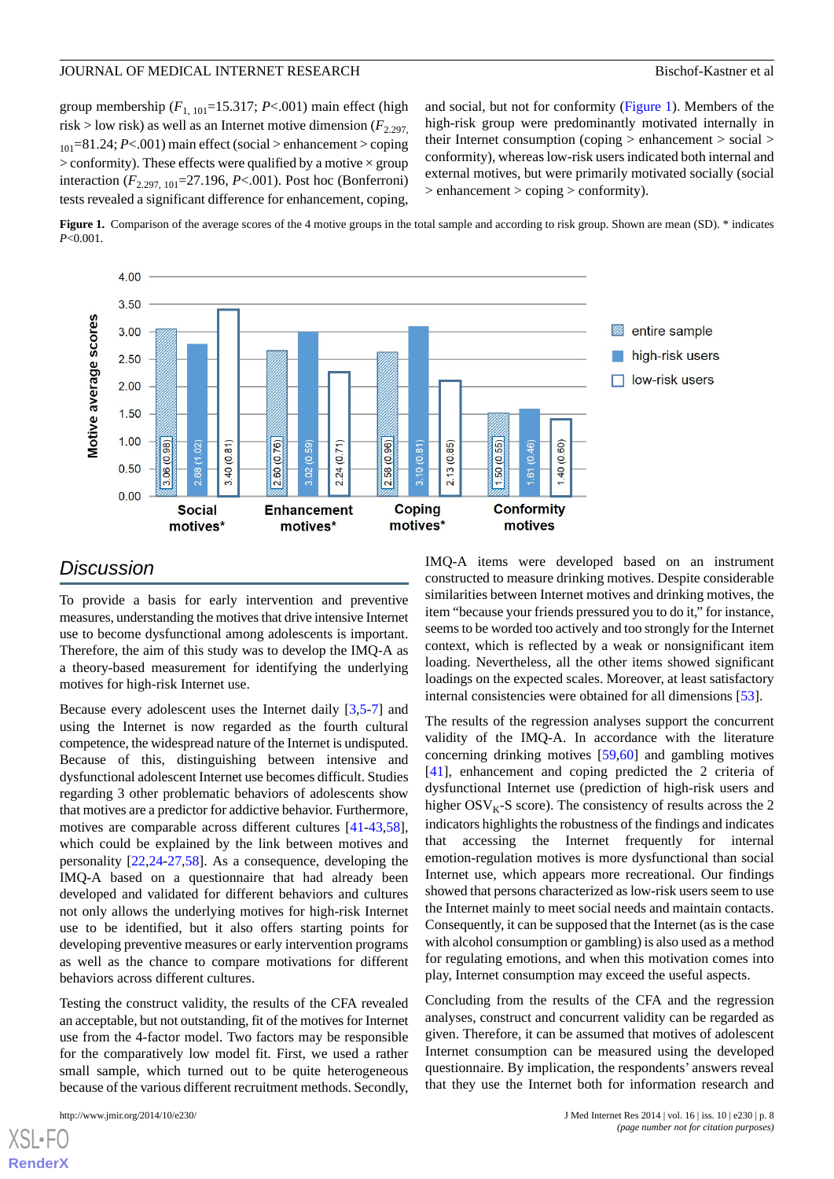group membership ($F_{1, 101}$=15.317; $P$<.001) main effect (high risk > low risk) as well as an Internet motive dimension ($F_{2.297, 101}$=81.24; $P$<.001) main effect (social > enhancement > coping > conformity). These effects were qualified by a motive × group interaction ($F_{2.297, 101}$=27.196, $P$<.001). Post hoc (Bonferroni) tests revealed a significant difference for enhancement, coping, and social, but not for conformity (Figure 1). Members of the high-risk group were predominantly motivated internally in their Internet consumption (coping > enhancement > social > conformity), whereas low-risk users indicated both internal and external motives, but were primarily motivated socially (social > enhancement > coping > conformity).

**Figure 1.** Comparison of the average scores of the 4 motive groups in the total sample and according to risk group. Shown are mean (SD). * indicates $P$<0.001.

| Motive average scores | Social motives* | Enhancement motives* | Coping motives* | Conformity motives |
|---|---|---|---|---|
| entire sample | 3.06 (0.98) | 2.60 (0.76) | 2.58 (0.96) | 1.50 (0.55) |
| high-risk users | 2.68 (1.02) | 3.02 (0.59) | 3.10 (0.81) | 1.61 (0.46) |
| low-risk users | 3.40 (0.81) | 2.24 (0.71) | 2.13 (0.85) | 1.40 (0.60) |

## Discussion

To provide a basis for early intervention and preventive measures, understanding the motives that drive intensive Internet use to become dysfunctional among adolescents is important. Therefore, the aim of this study was to develop the IMQ-A as a theory-based measurement for identifying the underlying motives for high-risk Internet use.

Because every adolescent uses the Internet daily [3,5-7] and using the Internet is now regarded as the fourth cultural competence, the widespread nature of the Internet is undisputed. Because of this, distinguishing between intensive and dysfunctional adolescent Internet use becomes difficult. Studies regarding 3 other problematic behaviors of adolescents show that motives are a predictor for addictive behavior. Furthermore, motives are comparable across different cultures [41-43,58], which could be explained by the link between motives and personality [22,24-27,58]. As a consequence, developing the IMQ-A based on a questionnaire that had already been developed and validated for different behaviors and cultures not only allows the underlying motives for high-risk Internet use to be identified, but it also offers starting points for developing preventive measures or early intervention programs as well as the chance to compare motivations for different behaviors across different cultures.

Testing the construct validity, the results of the CFA revealed an acceptable, but not outstanding, fit of the motives for Internet use from the 4-factor model. Two factors may be responsible for the comparatively low model fit. First, we used a rather small sample, which turned out to be quite heterogeneous because of the various different recruitment methods. Secondly, IMQ-A items were developed based on an instrument constructed to measure drinking motives. Despite considerable similarities between Internet motives and drinking motives, the item "because your friends pressured you to do it," for instance, seems to be worded too actively and too strongly for the Internet context, which is reflected by a weak or nonsignificant item loading. Nevertheless, all the other items showed significant loadings on the expected scales. Moreover, at least satisfactory internal consistencies were obtained for all dimensions [53].

The results of the regression analyses support the concurrent validity of the IMQ-A. In accordance with the literature concerning drinking motives [59,60] and gambling motives [41], enhancement and coping predicted the 2 criteria of dysfunctional Internet use (prediction of high-risk users and higher $OSV_K$-S score). The consistency of results across the 2 indicators highlights the robustness of the findings and indicates that accessing the Internet frequently for internal emotion-regulation motives is more dysfunctional than social Internet use, which appears more recreational. Our findings showed that persons characterized as low-risk users seem to use the Internet mainly to meet social needs and maintain contacts. Consequently, it can be supposed that the Internet (as is the case with alcohol consumption or gambling) is also used as a method for regulating emotions, and when this motivation comes into play, Internet consumption may exceed the useful aspects.

Concluding from the results of the CFA and the regression analyses, construct and concurrent validity can be regarded as given. Therefore, it can be assumed that motives of adolescent Internet consumption can be measured using the developed questionnaire. By implication, the respondents' answers reveal that they use the Internet both for information research and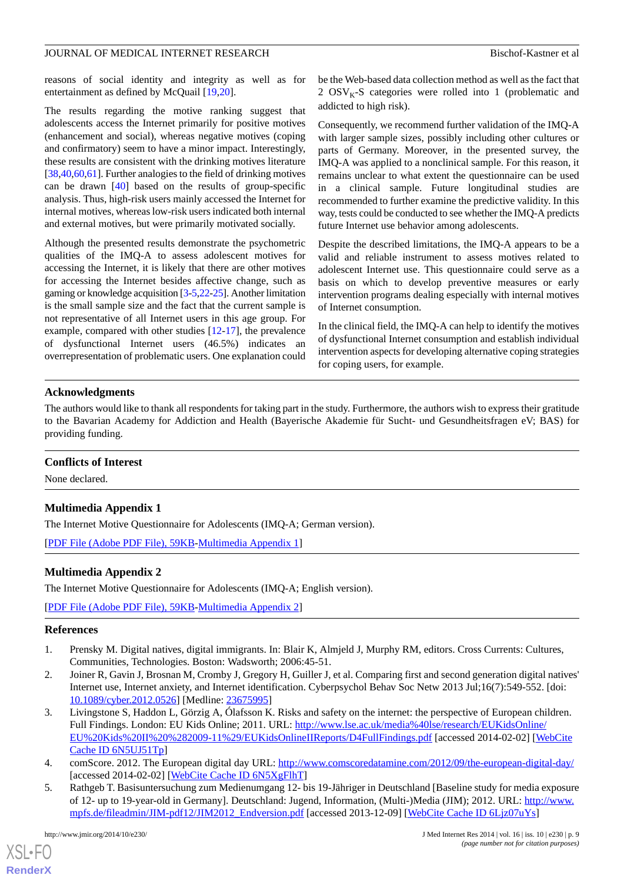reasons of social identity and integrity as well as for entertainment as defined by McQuail [19,20].

The results regarding the motive ranking suggest that adolescents access the Internet primarily for positive motives (enhancement and social), whereas negative motives (coping and confirmatory) seem to have a minor impact. Interestingly, these results are consistent with the drinking motives literature [38,40,60,61]. Further analogies to the field of drinking motives can be drawn [40] based on the results of group-specific analysis. Thus, high-risk users mainly accessed the Internet for internal motives, whereas low-risk users indicated both internal and external motives, but were primarily motivated socially.

Although the presented results demonstrate the psychometric qualities of the IMQ-A to assess adolescent motives for accessing the Internet, it is likely that there are other motives for accessing the Internet besides affective change, such as gaming or knowledge acquisition [3-5,22-25]. Another limitation is the small sample size and the fact that the current sample is not representative of all Internet users in this age group. For example, compared with other studies [12-17], the prevalence of dysfunctional Internet users (46.5%) indicates an overrepresentation of problematic users. One explanation could be the Web-based data collection method as well as the fact that 2 $OSV_K$-S categories were rolled into 1 (problematic and addicted to high risk).

Consequently, we recommend further validation of the IMQ-A with larger sample sizes, possibly including other cultures or parts of Germany. Moreover, in the presented survey, the IMQ-A was applied to a nonclinical sample. For this reason, it remains unclear to what extent the questionnaire can be used in a clinical sample. Future longitudinal studies are recommended to further examine the predictive validity. In this way, tests could be conducted to see whether the IMQ-A predicts future Internet use behavior among adolescents.

Despite the described limitations, the IMQ-A appears to be a valid and reliable instrument to assess motives related to adolescent Internet use. This questionnaire could serve as a basis on which to develop preventive measures or early intervention programs dealing especially with internal motives of Internet consumption.

In the clinical field, the IMQ-A can help to identify the motives of dysfunctional Internet consumption and establish individual intervention aspects for developing alternative coping strategies for coping users, for example.

## Acknowledgments

The authors would like to thank all respondents for taking part in the study. Furthermore, the authors wish to express their gratitude to the Bavarian Academy for Addiction and Health (Bayerische Akademie für Sucht- und Gesundheitsfragen eV; BAS) for providing funding.

## Conflicts of Interest

None declared.

## Multimedia Appendix 1

The Internet Motive Questionnaire for Adolescents (IMQ-A; German version).

[PDF File (Adobe PDF File), 59KB-Multimedia Appendix 1]

## Multimedia Appendix 2

The Internet Motive Questionnaire for Adolescents (IMQ-A; English version).

[PDF File (Adobe PDF File), 59KB-Multimedia Appendix 2]

## References

1. Prensky M. Digital natives, digital immigrants. In: Blair K, Almjeld J, Murphy RM, editors. Cross Currents: Cultures, Communities, Technologies. Boston: Wadsworth; 2006:45-51.
2. Joiner R, Gavin J, Brosnan M, Cromby J, Gregory H, Guiller J, et al. Comparing first and second generation digital natives' Internet use, Internet anxiety, and Internet identification. Cyberpsychol Behav Soc Netw 2013 Jul;16(7):549-552. [doi: 10.1089/cyber.2012.0526] [Medline: 23675995]
3. Livingstone S, Haddon L, Görzig A, Ólafsson K. Risks and safety on the internet: the perspective of European children. Full Findings. London: EU Kids Online; 2011. URL: http://www.lse.ac.uk/media%40lse/research/EUKidsOnline/EU%20Kids%20II%20%282009-11%29/EUKidsOnlineIIReports/D4FullFindings.pdf [accessed 2014-02-02] [WebCite Cache ID 6N5UJ51Tp]
4. comScore. 2012. The European digital day URL: http://www.comscoredatamine.com/2012/09/the-european-digital-day/ [accessed 2014-02-02] [WebCite Cache ID 6N5XgFlhT]
5. Rathgeb T. Basisuntersuchung zum Medienumgang 12- bis 19-Jähriger in Deutschland [Baseline study for media exposure of 12- up to 19-year-old in Germany]. Deutschland: Jugend, Information, (Multi-)Media (JIM); 2012. URL: http://www.mpfs.de/fileadmin/JIM-pdf12/JIM2012_Endversion.pdf [accessed 2013-12-09] [WebCite Cache ID 6Ljz07uYs]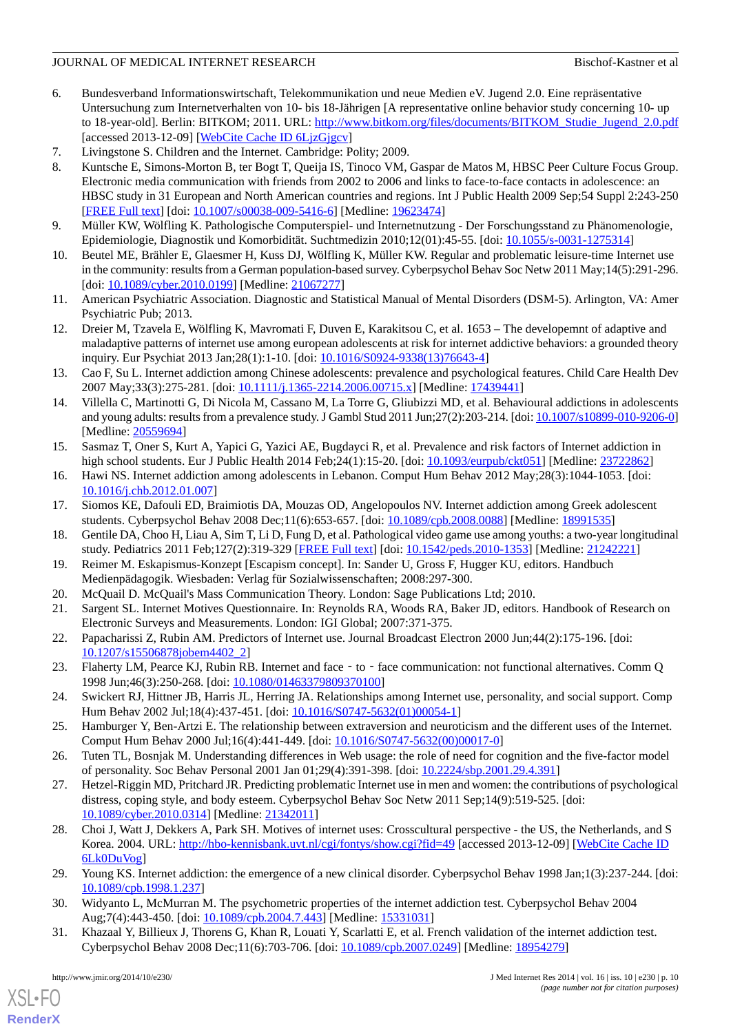6. Bundesverband Informationswirtschaft, Telekommunikation und neue Medien eV. Jugend 2.0. Eine repräsentative Untersuchung zum Internetverhalten von 10- bis 18-Jährigen [A representative online behavior study concerning 10- up to 18-year-old]. Berlin: BITKOM; 2011. URL: http://www.bitkom.org/files/documents/BITKOM_Studie_Jugend_2.0.pdf [accessed 2013-12-09] [WebCite Cache ID 6LjzGjgcv]
7. Livingstone S. Children and the Internet. Cambridge: Polity; 2009.
8. Kuntsche E, Simons-Morton B, ter Bogt T, Queija IS, Tinoco VM, Gaspar de Matos M, HBSC Peer Culture Focus Group. Electronic media communication with friends from 2002 to 2006 and links to face-to-face contacts in adolescence: an HBSC study in 31 European and North American countries and regions. Int J Public Health 2009 Sep;54 Suppl 2:243-250 [FREE Full text] [doi: 10.1007/s00038-009-5416-6] [Medline: 19623474]
9. Müller KW, Wölfling K. Pathologische Computerspiel- und Internetnutzung - Der Forschungsstand zu Phänomenologie, Epidemiologie, Diagnostik und Komorbidität. Suchtmedizin 2010;12(01):45-55. [doi: 10.1055/s-0031-1275314]
10. Beutel ME, Brähler E, Glaesmer H, Kuss DJ, Wölfling K, Müller KW. Regular and problematic leisure-time Internet use in the community: results from a German population-based survey. Cyberpsychol Behav Soc Netw 2011 May;14(5):291-296. [doi: 10.1089/cyber.2010.0199] [Medline: 21067277]
11. American Psychiatric Association. Diagnostic and Statistical Manual of Mental Disorders (DSM-5). Arlington, VA: Amer Psychiatric Pub; 2013.
12. Dreier M, Tzavela E, Wölfling K, Mavromati F, Duven E, Karakitsou C, et al. 1653 – The developemnt of adaptive and maladaptive patterns of internet use among european adolescents at risk for internet addictive behaviors: a grounded theory inquiry. Eur Psychiat 2013 Jan;28(1):1-10. [doi: 10.1016/S0924-9338(13)76643-4]
13. Cao F, Su L. Internet addiction among Chinese adolescents: prevalence and psychological features. Child Care Health Dev 2007 May;33(3):275-281. [doi: 10.1111/j.1365-2214.2006.00715.x] [Medline: 17439441]
14. Villella C, Martinotti G, Di Nicola M, Cassano M, La Torre G, Gliubizzi MD, et al. Behavioural addictions in adolescents and young adults: results from a prevalence study. J Gambl Stud 2011 Jun;27(2):203-214. [doi: 10.1007/s10899-010-9206-0] [Medline: 20559694]
15. Sasmaz T, Oner S, Kurt A, Yapici G, Yazici AE, Bugdayci R, et al. Prevalence and risk factors of Internet addiction in high school students. Eur J Public Health 2014 Feb;24(1):15-20. [doi: 10.1093/eurpub/ckt051] [Medline: 23722862]
16. Hawi NS. Internet addiction among adolescents in Lebanon. Comput Hum Behav 2012 May;28(3):1044-1053. [doi: 10.1016/j.chb.2012.01.007]
17. Siomos KE, Dafouli ED, Braimiotis DA, Mouzas OD, Angelopoulos NV. Internet addiction among Greek adolescent students. Cyberpsychol Behav 2008 Dec;11(6):653-657. [doi: 10.1089/cpb.2008.0088] [Medline: 18991535]
18. Gentile DA, Choo H, Liau A, Sim T, Li D, Fung D, et al. Pathological video game use among youths: a two-year longitudinal study. Pediatrics 2011 Feb;127(2):319-329 [FREE Full text] [doi: 10.1542/peds.2010-1353] [Medline: 21242221]
19. Reimer M. Eskapismus-Konzept [Escapism concept]. In: Sander U, Gross F, Hugger KU, editors. Handbuch Medienpädagogik. Wiesbaden: Verlag für Sozialwissenschaften; 2008:297-300.
20. McQuail D. McQuail's Mass Communication Theory. London: Sage Publications Ltd; 2010.
21. Sargent SL. Internet Motives Questionnaire. In: Reynolds RA, Woods RA, Baker JD, editors. Handbook of Research on Electronic Surveys and Measurements. London: IGI Global; 2007:371-375.
22. Papacharissi Z, Rubin AM. Predictors of Internet use. Journal Broadcast Electron 2000 Jun;44(2):175-196. [doi: 10.1207/s15506878jobem4402_2]
23. Flaherty LM, Pearce KJ, Rubin RB. Internet and face‐to‐face communication: not functional alternatives. Comm Q 1998 Jun;46(3):250-268. [doi: 10.1080/01463379809370100]
24. Swickert RJ, Hittner JB, Harris JL, Herring JA. Relationships among Internet use, personality, and social support. Comp Hum Behav 2002 Jul;18(4):437-451. [doi: 10.1016/S0747-5632(01)00054-1]
25. Hamburger Y, Ben-Artzi E. The relationship between extraversion and neuroticism and the different uses of the Internet. Comput Hum Behav 2000 Jul;16(4):441-449. [doi: 10.1016/S0747-5632(00)00017-0]
26. Tuten TL, Bosnjak M. Understanding differences in Web usage: the role of need for cognition and the five-factor model of personality. Soc Behav Personal 2001 Jan 01;29(4):391-398. [doi: 10.2224/sbp.2001.29.4.391]
27. Hetzel-Riggin MD, Pritchard JR. Predicting problematic Internet use in men and women: the contributions of psychological distress, coping style, and body esteem. Cyberpsychol Behav Soc Netw 2011 Sep;14(9):519-525. [doi: 10.1089/cyber.2010.0314] [Medline: 21342011]
28. Choi J, Watt J, Dekkers A, Park SH. Motives of internet uses: Crosscultural perspective - the US, the Netherlands, and S Korea. 2004. URL: http://hbo-kennisbank.uvt.nl/cgi/fontys/show.cgi?fid=49 [accessed 2013-12-09] [WebCite Cache ID 6Lk0DuVog]
29. Young KS. Internet addiction: the emergence of a new clinical disorder. Cyberpsychol Behav 1998 Jan;1(3):237-244. [doi: 10.1089/cpb.1998.1.237]
30. Widyanto L, McMurran M. The psychometric properties of the internet addiction test. Cyberpsychol Behav 2004 Aug;7(4):443-450. [doi: 10.1089/cpb.2004.7.443] [Medline: 15331031]
31. Khazaal Y, Billieux J, Thorens G, Khan R, Louati Y, Scarlatti E, et al. French validation of the internet addiction test. Cyberpsychol Behav 2008 Dec;11(6):703-706. [doi: 10.1089/cpb.2007.0249] [Medline: 18954279]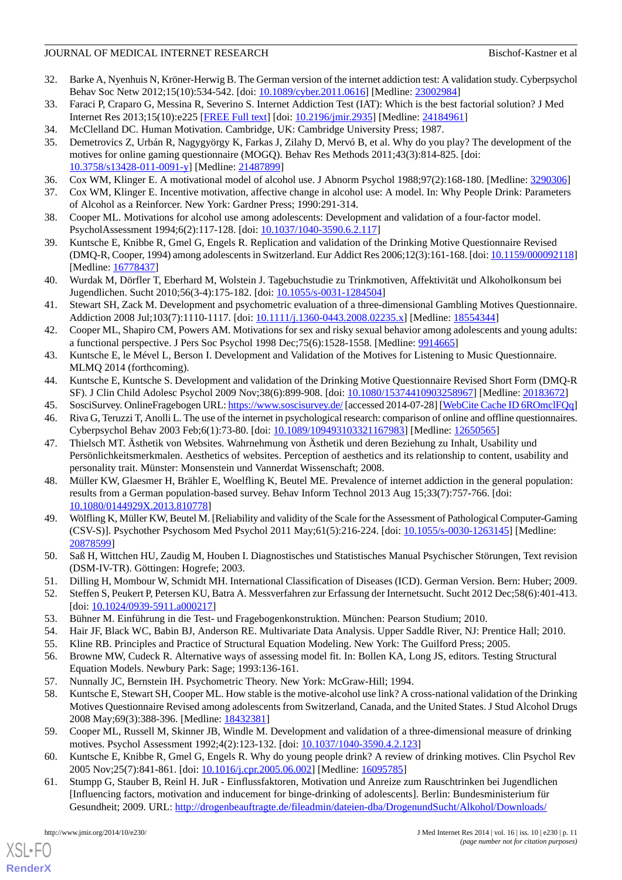32. Barke A, Nyenhuis N, Kröner-Herwig B. The German version of the internet addiction test: A validation study. Cyberpsychol Behav Soc Netw 2012;15(10):534-542. [doi: 10.1089/cyber.2011.0616] [Medline: 23002984]
33. Faraci P, Craparo G, Messina R, Severino S. Internet Addiction Test (IAT): Which is the best factorial solution? J Med Internet Res 2013;15(10):e225 [FREE Full text] [doi: 10.2196/jmir.2935] [Medline: 24184961]
34. McClelland DC. Human Motivation. Cambridge, UK: Cambridge University Press; 1987.
35. Demetrovics Z, Urbán R, Nagygyörgy K, Farkas J, Zilahy D, Mervó B, et al. Why do you play? The development of the motives for online gaming questionnaire (MOGQ). Behav Res Methods 2011;43(3):814-825. [doi: 10.3758/s13428-011-0091-y] [Medline: 21487899]
36. Cox WM, Klinger E. A motivational model of alcohol use. J Abnorm Psychol 1988;97(2):168-180. [Medline: 3290306]
37. Cox WM, Klinger E. Incentive motivation, affective change in alcohol use: A model. In: Why People Drink: Parameters of Alcohol as a Reinforcer. New York: Gardner Press; 1990:291-314.
38. Cooper ML. Motivations for alcohol use among adolescents: Development and validation of a four-factor model. PsycholAssessment 1994;6(2):117-128. [doi: 10.1037/1040-3590.6.2.117]
39. Kuntsche E, Knibbe R, Gmel G, Engels R. Replication and validation of the Drinking Motive Questionnaire Revised (DMQ-R, Cooper, 1994) among adolescents in Switzerland. Eur Addict Res 2006;12(3):161-168. [doi: 10.1159/000092118] [Medline: 16778437]
40. Wurdak M, Dörfler T, Eberhard M, Wolstein J. Tagebuchstudie zu Trinkmotiven, Affektivität und Alkoholkonsum bei Jugendlichen. Sucht 2010;56(3-4):175-182. [doi: 10.1055/s-0031-1284504]
41. Stewart SH, Zack M. Development and psychometric evaluation of a three-dimensional Gambling Motives Questionnaire. Addiction 2008 Jul;103(7):1110-1117. [doi: 10.1111/j.1360-0443.2008.02235.x] [Medline: 18554344]
42. Cooper ML, Shapiro CM, Powers AM. Motivations for sex and risky sexual behavior among adolescents and young adults: a functional perspective. J Pers Soc Psychol 1998 Dec;75(6):1528-1558. [Medline: 9914665]
43. Kuntsche E, le Mével L, Berson I. Development and Validation of the Motives for Listening to Music Questionnaire. MLMQ 2014 (forthcoming).
44. Kuntsche E, Kuntsche S. Development and validation of the Drinking Motive Questionnaire Revised Short Form (DMQ-R SF). J Clin Child Adolesc Psychol 2009 Nov;38(6):899-908. [doi: 10.1080/15374410903258967] [Medline: 20183672]
45. SosciSurvey. OnlineFragebogen URL: https://www.soscisurvey.de/ [accessed 2014-07-28] [WebCite Cache ID 6ROmclFQq]
46. Riva G, Teruzzi T, Anolli L. The use of the internet in psychological research: comparison of online and offline questionnaires. Cyberpsychol Behav 2003 Feb;6(1):73-80. [doi: 10.1089/109493103321167983] [Medline: 12650565]
47. Thielsch MT. Ästhetik von Websites. Wahrnehmung von Ästhetik und deren Beziehung zu Inhalt, Usability und Persönlichkeitsmerkmalen. Aesthetics of websites. Perception of aesthetics and its relationship to content, usability and personality trait. Münster: Monsenstein und Vannerdat Wissenschaft; 2008.
48. Müller KW, Glaesmer H, Brähler E, Woelfling K, Beutel ME. Prevalence of internet addiction in the general population: results from a German population-based survey. Behav Inform Technol 2013 Aug 15;33(7):757-766. [doi: 10.1080/0144929X.2013.810778]
49. Wölfling K, Müller KW, Beutel M. [Reliability and validity of the Scale for the Assessment of Pathological Computer-Gaming (CSV-S)]. Psychother Psychosom Med Psychol 2011 May;61(5):216-224. [doi: 10.1055/s-0030-1263145] [Medline: 20878599]
50. Saß H, Wittchen HU, Zaudig M, Houben I. Diagnostisches und Statistisches Manual Psychischer Störungen, Text revision (DSM-IV-TR). Göttingen: Hogrefe; 2003.
51. Dilling H, Mombour W, Schmidt MH. International Classification of Diseases (ICD). German Version. Bern: Huber; 2009.
52. Steffen S, Peukert P, Petersen KU, Batra A. Messverfahren zur Erfassung der Internetsucht. Sucht 2012 Dec;58(6):401-413. [doi: 10.1024/0939-5911.a000217]
53. Bühner M. Einführung in die Test- und Fragebogenkonstruktion. München: Pearson Studium; 2010.
54. Hair JF, Black WC, Babin BJ, Anderson RE. Multivariate Data Analysis. Upper Saddle River, NJ: Prentice Hall; 2010.
55. Kline RB. Principles and Practice of Structural Equation Modeling. New York: The Guilford Press; 2005.
56. Browne MW, Cudeck R. Alternative ways of assessing model fit. In: Bollen KA, Long JS, editors. Testing Structural Equation Models. Newbury Park: Sage; 1993:136-161.
57. Nunnally JC, Bernstein IH. Psychometric Theory. New York: McGraw-Hill; 1994.
58. Kuntsche E, Stewart SH, Cooper ML. How stable is the motive-alcohol use link? A cross-national validation of the Drinking Motives Questionnaire Revised among adolescents from Switzerland, Canada, and the United States. J Stud Alcohol Drugs 2008 May;69(3):388-396. [Medline: 18432381]
59. Cooper ML, Russell M, Skinner JB, Windle M. Development and validation of a three-dimensional measure of drinking motives. Psychol Assessment 1992;4(2):123-132. [doi: 10.1037/1040-3590.4.2.123]
60. Kuntsche E, Knibbe R, Gmel G, Engels R. Why do young people drink? A review of drinking motives. Clin Psychol Rev 2005 Nov;25(7):841-861. [doi: 10.1016/j.cpr.2005.06.002] [Medline: 16095785]
61. Stumpp G, Stauber B, Reinl H. JuR - Einflussfaktoren, Motivation und Anreize zum Rauschtrinken bei Jugendlichen [Influencing factors, motivation and inducement for binge-drinking of adolescents]. Berlin: Bundesministerium für Gesundheit; 2009. URL: http://drogenbeauftragte.de/fileadmin/dateien-dba/DrogenundSucht/Alkohol/Downloads/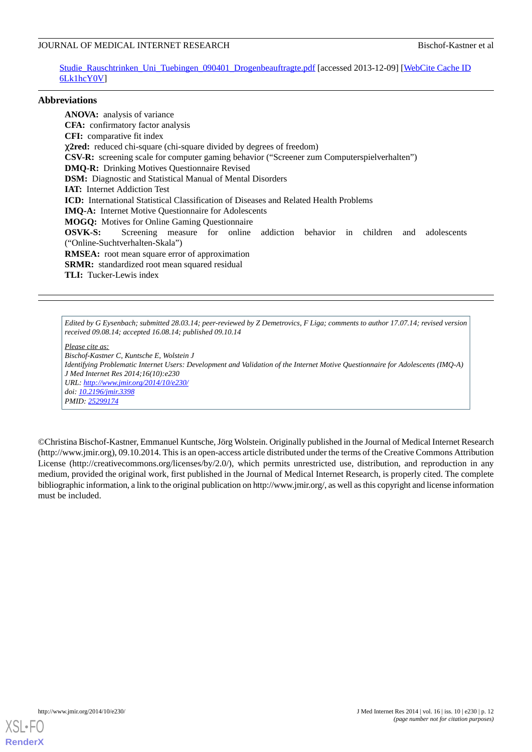Studie_Rauschtrinken_Uni_Tuebingen_090401_Drogenbeauftragte.pdf [accessed 2013-12-09] [WebCite Cache ID 6Lk1hcY0V]

## Abbreviations

**ANOVA:** analysis of variance
**CFA:** confirmatory factor analysis
**CFI:** comparative fit index
**χ2red:** reduced chi-square (chi-square divided by degrees of freedom)
**CSV-R:** screening scale for computer gaming behavior ("Screener zum Computerspielverhalten")
**DMQ-R:** Drinking Motives Questionnaire Revised
**DSM:** Diagnostic and Statistical Manual of Mental Disorders
**IAT:** Internet Addiction Test
**ICD:** International Statistical Classification of Diseases and Related Health Problems
**IMQ-A:** Internet Motive Questionnaire for Adolescents
**MOGQ:** Motives for Online Gaming Questionnaire
**OSVK-S:** Screening measure for online addiction behavior in children and adolescents ("Online-Suchtverhalten-Skala")
**RMSEA:** root mean square error of approximation
**SRMR:** standardized root mean squared residual
**TLI:** Tucker-Lewis index

*Edited by G Eysenbach; submitted 28.03.14; peer-reviewed by Z Demetrovics, F Liga; comments to author 17.07.14; revised version received 09.08.14; accepted 16.08.14; published 09.10.14*

*Please cite as:*
*Bischof-Kastner C, Kuntsche E, Wolstein J*
*Identifying Problematic Internet Users: Development and Validation of the Internet Motive Questionnaire for Adolescents (IMQ-A)*
*J Med Internet Res 2014;16(10):e230*
*URL: http://www.jmir.org/2014/10/e230/*
*doi: 10.2196/jmir.3398*
*PMID: 25299174*

©Christina Bischof-Kastner, Emmanuel Kuntsche, Jörg Wolstein. Originally published in the Journal of Medical Internet Research (http://www.jmir.org), 09.10.2014. This is an open-access article distributed under the terms of the Creative Commons Attribution License (http://creativecommons.org/licenses/by/2.0/), which permits unrestricted use, distribution, and reproduction in any medium, provided the original work, first published in the Journal of Medical Internet Research, is properly cited. The complete bibliographic information, a link to the original publication on http://www.jmir.org/, as well as this copyright and license information must be included.